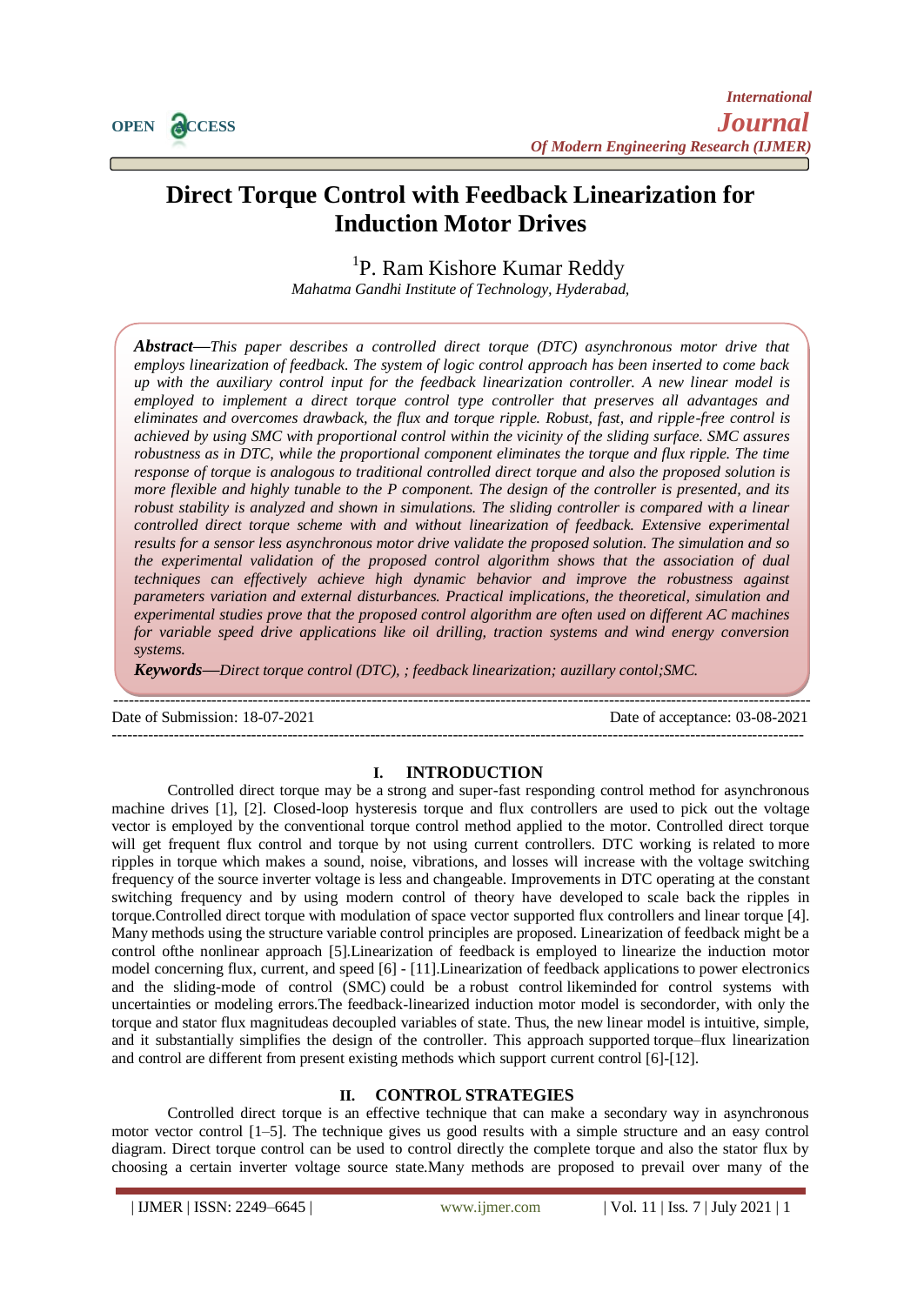# Direct Torque Control with Feedback Linearization for Induction Motor Drives

[1]P. Ram Kishore Kumar Reddy

*Mahatma Gandhi Institute of Technology, Hyderabad,*

***Abstract*—*This paper describes a controlled direct torque (DTC) asynchronous motor drive that employs linearization of feedback. The system of logic control approach has been inserted to come back up with the auxiliary control input for the feedback linearization controller. A new linear model is employed to implement a direct torque control type controller that preserves all advantages and eliminates and overcomes drawback, the flux and torque ripple. Robust, fast, and ripple-free control is achieved by using SMC with proportional control within the vicinity of the sliding surface. SMC assures robustness as in DTC, while the proportional component eliminates the torque and flux ripple. The time response of torque is analogous to traditional controlled direct torque and also the proposed solution is more flexible and highly tunable to the P component. The design of the controller is presented, and its robust stability is analyzed and shown in simulations. The sliding controller is compared with a linear controlled direct torque scheme with and without linearization of feedback. Extensive experimental results for a sensor less asynchronous motor drive validate the proposed solution. The simulation and so the experimental validation of the proposed control algorithm shows that the association of dual techniques can effectively achieve high dynamic behavior and improve the robustness against parameters variation and external disturbances. Practical implications, the theoretical, simulation and experimental studies prove that the proposed control algorithm are often used on different AC machines for variable speed drive applications like oil drilling, traction systems and wind energy conversion systems.*

***Keywords*—*Direct torque control (DTC), ; feedback linearization; auzillary contol;SMC.*

Date of Submission: 18-07-2021 Date of acceptance: 03-08-2021

## I. INTRODUCTION

Controlled direct torque may be a strong and super-fast responding control method for asynchronous machine drives [1], [2]. Closed-loop hysteresis torque and flux controllers are used to pick out the voltage vector is employed by the conventional torque control method applied to the motor. Controlled direct torque will get frequent flux control and torque by not using current controllers. DTC working is related to more ripples in torque which makes a sound, noise, vibrations, and losses will increase with the voltage switching frequency of the source inverter voltage is less and changeable. Improvements in DTC operating at the constant switching frequency and by using modern control of theory have developed to scale back the ripples in torque.Controlled direct torque with modulation of space vector supported flux controllers and linear torque [4]. Many methods using the structure variable control principles are proposed. Linearization of feedback might be a control ofthe nonlinear approach [5].Linearization of feedback is employed to linearize the induction motor model concerning flux, current, and speed [6] - [11].Linearization of feedback applications to power electronics and the sliding-mode of control (SMC) could be a robust control likeminded for control systems with uncertainties or modeling errors.The feedback-linearized induction motor model is secondorder, with only the torque and stator flux magnitudeas decoupled variables of state. Thus, the new linear model is intuitive, simple, and it substantially simplifies the design of the controller. This approach supported torque–flux linearization and control are different from present existing methods which support current control [6]-[12].

## II. CONTROL STRATEGIES

Controlled direct torque is an effective technique that can make a secondary way in asynchronous motor vector control [1–5]. The technique gives us good results with a simple structure and an easy control diagram. Direct torque control can be used to control directly the complete torque and also the stator flux by choosing a certain inverter voltage source state.Many methods are proposed to prevail over many of the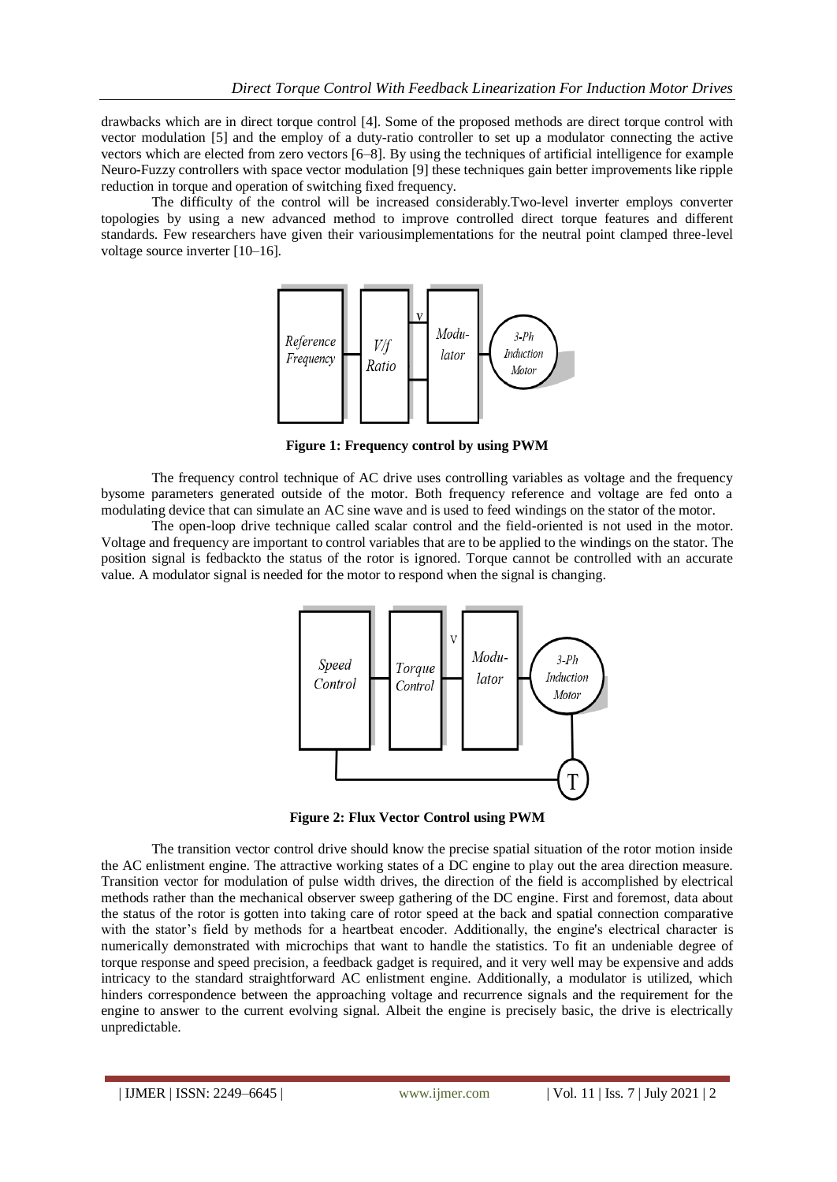drawbacks which are in direct torque control [4]. Some of the proposed methods are direct torque control with vector modulation [5] and the employ of a duty-ratio controller to set up a modulator connecting the active vectors which are elected from zero vectors [6–8]. By using the techniques of artificial intelligence for example Neuro-Fuzzy controllers with space vector modulation [9] these techniques gain better improvements like ripple reduction in torque and operation of switching fixed frequency.

The difficulty of the control will be increased considerably.Two-level inverter employs converter topologies by using a new advanced method to improve controlled direct torque features and different standards. Few researchers have given their variousimplementations for the neutral point clamped three-level voltage source inverter [10–16].

**Figure 1: Frequency control by using PWM**

The frequency control technique of AC drive uses controlling variables as voltage and the frequency bysome parameters generated outside of the motor. Both frequency reference and voltage are fed onto a modulating device that can simulate an AC sine wave and is used to feed windings on the stator of the motor.

The open-loop drive technique called scalar control and the field-oriented is not used in the motor. Voltage and frequency are important to control variables that are to be applied to the windings on the stator. The position signal is fedbackto the status of the rotor is ignored. Torque cannot be controlled with an accurate value. A modulator signal is needed for the motor to respond when the signal is changing.

**Figure 2: Flux Vector Control using PWM**

The transition vector control drive should know the precise spatial situation of the rotor motion inside the AC enlistment engine. The attractive working states of a DC engine to play out the area direction measure. Transition vector for modulation of pulse width drives, the direction of the field is accomplished by electrical methods rather than the mechanical observer sweep gathering of the DC engine. First and foremost, data about the status of the rotor is gotten into taking care of rotor speed at the back and spatial connection comparative with the stator's field by methods for a heartbeat encoder. Additionally, the engine's electrical character is numerically demonstrated with microchips that want to handle the statistics. To fit an undeniable degree of torque response and speed precision, a feedback gadget is required, and it very well may be expensive and adds intricacy to the standard straightforward AC enlistment engine. Additionally, a modulator is utilized, which hinders correspondence between the approaching voltage and recurrence signals and the requirement for the engine to answer to the current evolving signal. Albeit the engine is precisely basic, the drive is electrically unpredictable.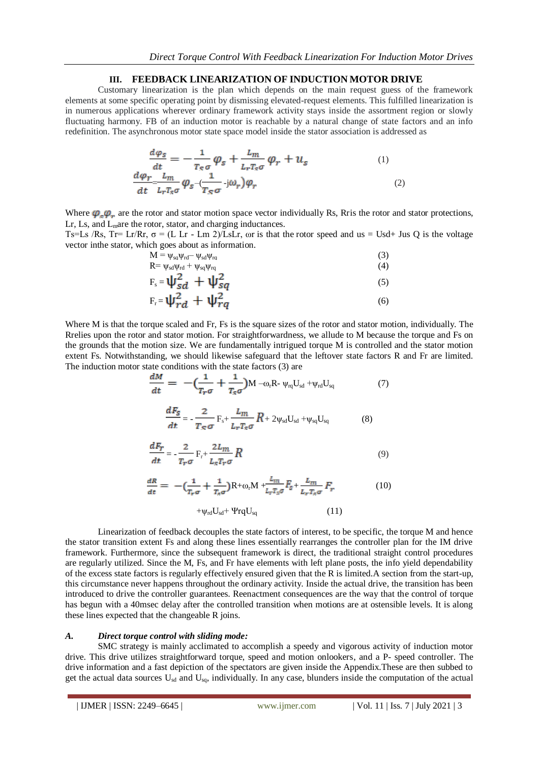## III. FEEDBACK LINEARIZATION OF INDUCTION MOTOR DRIVE

Customary linearization is the plan which depends on the main request guess of the framework elements at some specific operating point by dismissing elevated-request elements. This fulfilled linearization is in numerous applications wherever ordinary framework activity stays inside the assortment region or slowly fluctuating harmony. FB of an induction motor is reachable by a natural change of state factors and an info redefinition. The asynchronous motor state space model inside the stator association is addressed as

$$\frac{d\varphi_s}{dt} = -\frac{1}{T_s\sigma}\varphi_s + \frac{L_m}{L_r T_s \sigma}\varphi_r + u_s \tag{1}$$

$$\frac{d\varphi_r}{dt} = \frac{L_m}{L_r T_s \sigma}\varphi_s - \left(\frac{1}{T_s\sigma} - j\omega_r\right)\varphi_r \tag{2}$$

Where $\varphi_s, \varphi_r$ are the rotor and stator motion space vector individually Rs, Rris the rotor and stator protections, Lr, Ls, and $L_m$are the rotor, stator, and charging inductances.

Ts=Ls /Rs, Tr= Lr/Rr, σ = (L Lr - Lm 2)/LsLr, ωr is that the rotor speed and us = Usd+ Jus Q is the voltage vector inthe stator, which goes about as information.

$$M = \psi_{sq}\psi_{rd} - \psi_{sd}\psi_{rq} \tag{3}$$

$$R = \psi_{sd}\psi_{rd} + \psi_{sq}\psi_{rq} \tag{4}$$

$$F_s = \psi_{sd}^2 + \psi_{sq}^2 \tag{5}$$

$$F_r = \psi_{rd}^2 + \psi_{rq}^2 \tag{6}$$

Where M is that the torque scaled and Fr, Fs is the square sizes of the rotor and stator motion, individually. The Rrelies upon the rotor and stator motion. For straightforwardness, we allude to M because the torque and Fs on the grounds that the motion size. We are fundamentally intrigued torque M is controlled and the stator motion extent Fs. Notwithstanding, we should likewise safeguard that the leftover state factors R and Fr are limited. The induction motor state conditions with the state factors (3) are

$$\frac{dM}{dt} = -\left(\frac{1}{T_r\sigma} + \frac{1}{T_s\sigma}\right)M - \omega_r R - \psi_{rq}U_{sd} + \psi_{rd}U_{sq} \tag{7}$$

$$\frac{dF_s}{dt} = -\frac{2}{T_s\sigma}F_s + \frac{L_m}{L_r T_s \sigma}R + 2\psi_{sd}U_{sd} + \psi_{sq}U_{sq} \tag{8}$$

$$\frac{dF_r}{dt} = -\frac{2}{T_r\sigma}F_r + \frac{2L_m}{L_s T_r \sigma}R \tag{9}$$

$$\frac{dR}{dt} = -\left(\frac{1}{T_r\sigma} + \frac{1}{T_s\sigma}\right)R + \omega_r M + \frac{L_m}{L_r T_s \sigma}F_s + \frac{L_m}{L_r T_s \sigma}F_r \tag{10}$$

$$+\psi_{rd}U_{sd} + \Psi_{rq}U_{sq} \tag{11}$$

Linearization of feedback decouples the state factors of interest, to be specific, the torque M and hence the stator transition extent Fs and along these lines essentially rearranges the controller plan for the IM drive framework. Furthermore, since the subsequent framework is direct, the traditional straight control procedures are regularly utilized. Since the M, Fs, and Fr have elements with left plane posts, the info yield dependability of the excess state factors is regularly effectively ensured given that the R is limited.A section from the start-up, this circumstance never happens throughout the ordinary activity. Inside the actual drive, the transition has been introduced to drive the controller guarantees. Reenactment consequences are the way that the control of torque has begun with a 40msec delay after the controlled transition when motions are at ostensible levels. It is along these lines expected that the changeable R joins.

### A. *Direct torque control with sliding mode:*

SMC strategy is mainly acclimated to accomplish a speedy and vigorous activity of induction motor drive. This drive utilizes straightforward torque, speed and motion onlookers, and a P- speed controller. The drive information and a fast depiction of the spectators are given inside the Appendix.These are then subbed to get the actual data sources $U_{sd}$ and $U_{sq}$, individually. In any case, blunders inside the computation of the actual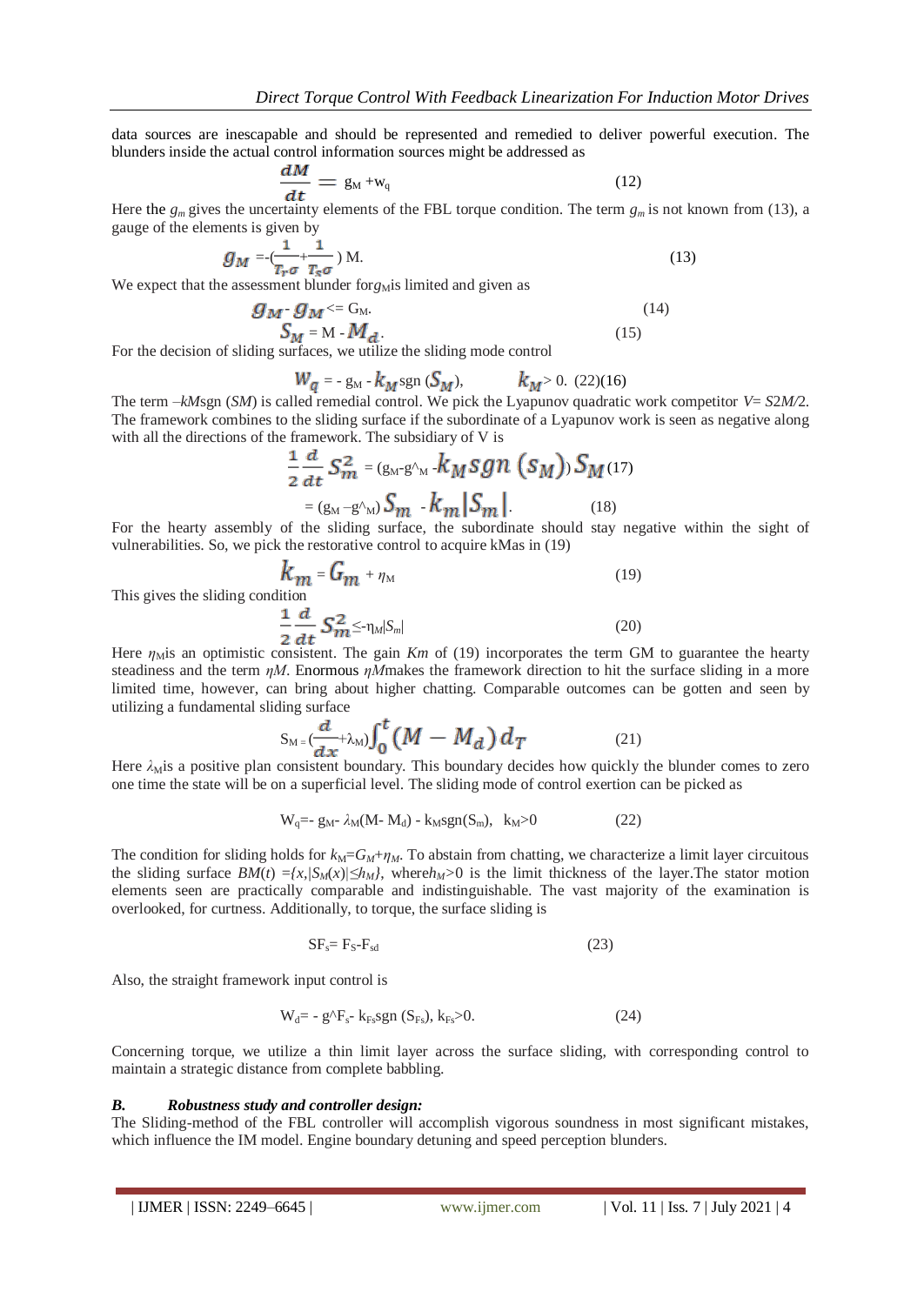data sources are inescapable and should be represented and remedied to deliver powerful execution. The blunders inside the actual control information sources might be addressed as

$$\frac{dM}{dt} = g_M + w_q \tag{12}$$

Here the $g_m$ gives the uncertainty elements of the FBL torque condition. The term $g_m$ is not known from (13), a gauge of the elements is given by

$$g_M = -\left(\frac{1}{T_r\sigma} + \frac{1}{T_s\sigma}\right) M. \tag{13}$$

We expect that the assessment blunder for $g_M$ is limited and given as

$$g_M - g_M <= G_M. \tag{14}$$

$$S_M = M - M_d. \tag{15}$$

For the decision of sliding surfaces, we utilize the sliding mode control

$$W_q = - g_M - k_M \text{sgn}(S_M), \qquad k_M > 0. \; (22)(16)$$

The term $-kM\text{sgn}(SM)$ is called remedial control. We pick the Lyapunov quadratic work competitor $V = S2M/2$. The framework combines to the sliding surface if the subordinate of a Lyapunov work is seen as negative along with all the directions of the framework. The subsidiary of V is

$$\frac{1}{2}\frac{d}{dt}S_m^2 = (g_M - g^\wedge_M - k_M sgn(s_M))\, S_M \tag{17}$$

$$= (g_M - g^\wedge_M)\, S_m - k_m |S_m|. \tag{18}$$

For the hearty assembly of the sliding surface, the subordinate should stay negative within the sight of vulnerabilities. So, we pick the restorative control to acquire kMas in (19)

$$k_m = G_m + \eta_M \tag{19}$$

This gives the sliding condition

$$\frac{1}{2}\frac{d}{dt}S_m^2 \leq -\eta_M |S_m| \tag{20}$$

Here $\eta_M$ is an optimistic consistent. The gain $Km$ of (19) incorporates the term GM to guarantee the hearty steadiness and the term $\eta M$. Enormous $\eta M$ makes the framework direction to hit the surface sliding in a more limited time, however, can bring about higher chatting. Comparable outcomes can be gotten and seen by utilizing a fundamental sliding surface

$$S_M = \left(\frac{d}{dx} + \lambda_M\right)\int_0^t (M - M_d)\, d_T \tag{21}$$

Here $\lambda_M$ is a positive plan consistent boundary. This boundary decides how quickly the blunder comes to zero one time the state will be on a superficial level. The sliding mode of control exertion can be picked as

$$W_q = - g_M - \lambda_M (M - M_d) - k_M \text{sgn}(S_m), \quad k_M > 0 \tag{22}$$

The condition for sliding holds for $k_M = G_M + \eta_M$. To abstain from chatting, we characterize a limit layer circuitous the sliding surface $BM(t) = \{x, |S_M(x)| \leq h_M\}$, where $h_M > 0$ is the limit thickness of the layer. The stator motion elements seen are practically comparable and indistinguishable. The vast majority of the examination is overlooked, for curtness. Additionally, to torque, the surface sliding is

$$SF_s = F_S - F_{sd} \tag{23}$$

Also, the straight framework input control is

$$W_d = - g^\wedge F_s - k_{Fs} \text{sgn}(S_{Fs}), \; k_{Fs} > 0. \tag{24}$$

Concerning torque, we utilize a thin limit layer across the surface sliding, with corresponding control to maintain a strategic distance from complete babbling.

### *B. Robustness study and controller design:*

The Sliding-method of the FBL controller will accomplish vigorous soundness in most significant mistakes, which influence the IM model. Engine boundary detuning and speed perception blunders.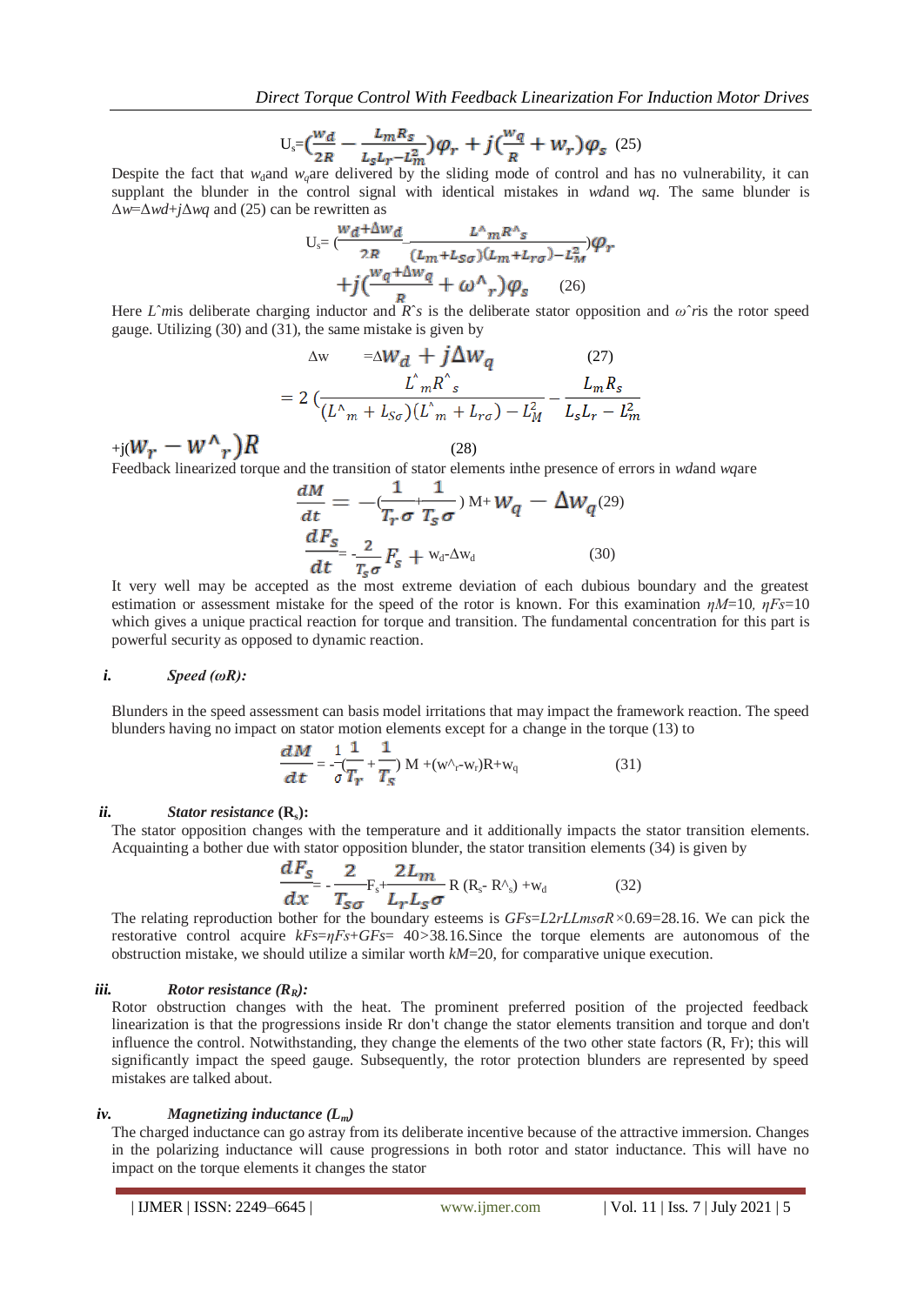$$U_s=\left(\frac{w_d}{2R}-\frac{L_m R_s}{L_s L_r-L_m^2}\right)\varphi_r+j\left(\frac{w_q}{R}+w_r\right)\varphi_s \quad (25)$$

Despite the fact that $w_d$and $w_q$are delivered by the sliding mode of control and has no vulnerability, it can supplant the blunder in the control signal with identical mistakes in *wd*and *wq*. The same blunder is $\Delta w=\Delta wd+j\Delta wq$ and (25) can be rewritten as

$$U_s=\left(\frac{w_d+\Delta w_d}{2R}-\frac{L^\wedge{}_m R^\wedge{}_s}{(L_m+L_{s\sigma})(L_m+L_{r\sigma})-L_M^2}\right)\varphi_r$$
$$+j\left(\frac{w_q+\Delta w_q}{R}+\omega^\wedge{}_r\right)\varphi_s \quad (26)$$

Here $\hat{L}m$is deliberate charging inductor and $\hat{R}s$ is the deliberate stator opposition and $\hat{\omega}r$is the rotor speed gauge. Utilizing (30) and (31), the same mistake is given by

$$\Delta w \quad =\Delta w_d+j\Delta w_q \quad (27)$$

$$=2\left(\frac{L^\wedge{}_m R^\wedge{}_s}{(L^\wedge{}_m+L_{s\sigma})(L^\wedge{}_m+L_{r\sigma})-L_M^2}-\frac{L_m R_s}{L_s L_r-L_m^2}\right.$$

$$+j(W_r-w^\wedge{}_r)R \quad (28)$$

Feedback linearized torque and the transition of stator elements inthe presence of errors in *wd*and *wq*are

$$\frac{dM}{dt}=-\left(\frac{1}{T_r\sigma}+\frac{1}{T_s\sigma}\right)M+w_q-\Delta w_q \quad (29)$$

$$\frac{dF_s}{dt}=-\frac{2}{T_s\sigma}F_s+w_d-\Delta w_d \quad (30)$$

It very well may be accepted as the most extreme deviation of each dubious boundary and the greatest estimation or assessment mistake for the speed of the rotor is known. For this examination $\eta M=10$, $\eta Fs=10$ which gives a unique practical reaction for torque and transition. The fundamental concentration for this part is powerful security as opposed to dynamic reaction.

### i. *Speed (ωR):*

Blunders in the speed assessment can basis model irritations that may impact the framework reaction. The speed blunders having no impact on stator motion elements except for a change in the torque (13) to

$$\frac{dM}{dt}=-\frac{1}{\sigma}\left(\frac{1}{T_r}+\frac{1}{T_s}\right)M+(w^\wedge{}_r-w_r)R+w_q \quad (31)$$

### ii. *Stator resistance* (**$R_s$**):

The stator opposition changes with the temperature and it additionally impacts the stator transition elements. Acquainting a bother due with stator opposition blunder, the stator transition elements (34) is given by

$$\frac{dF_s}{dx}=-\frac{2}{T_{s\sigma}}F_s+\frac{2L_m}{L_r L_s\sigma}R\,(R_s-R^\wedge{}_s)+w_d \quad (32)$$

The relating reproduction bother for the boundary esteems is $GFs=L2rLLms\sigma R\times0.69=28.16$. We can pick the restorative control acquire $kFs=\eta Fs+GFs=40>38.16$.Since the torque elements are autonomous of the obstruction mistake, we should utilize a similar worth $kM=20$, for comparative unique execution.

### iii. *Rotor resistance ($R_R$):*

Rotor obstruction changes with the heat. The prominent preferred position of the projected feedback linearization is that the progressions inside Rr don't change the stator elements transition and torque and don't influence the control. Notwithstanding, they change the elements of the two other state factors (R, Fr); this will significantly impact the speed gauge. Subsequently, the rotor protection blunders are represented by speed mistakes are talked about.

### iv. *Magnetizing inductance ($L_m$)*

The charged inductance can go astray from its deliberate incentive because of the attractive immersion. Changes in the polarizing inductance will cause progressions in both rotor and stator inductance. This will have no impact on the torque elements it changes the stator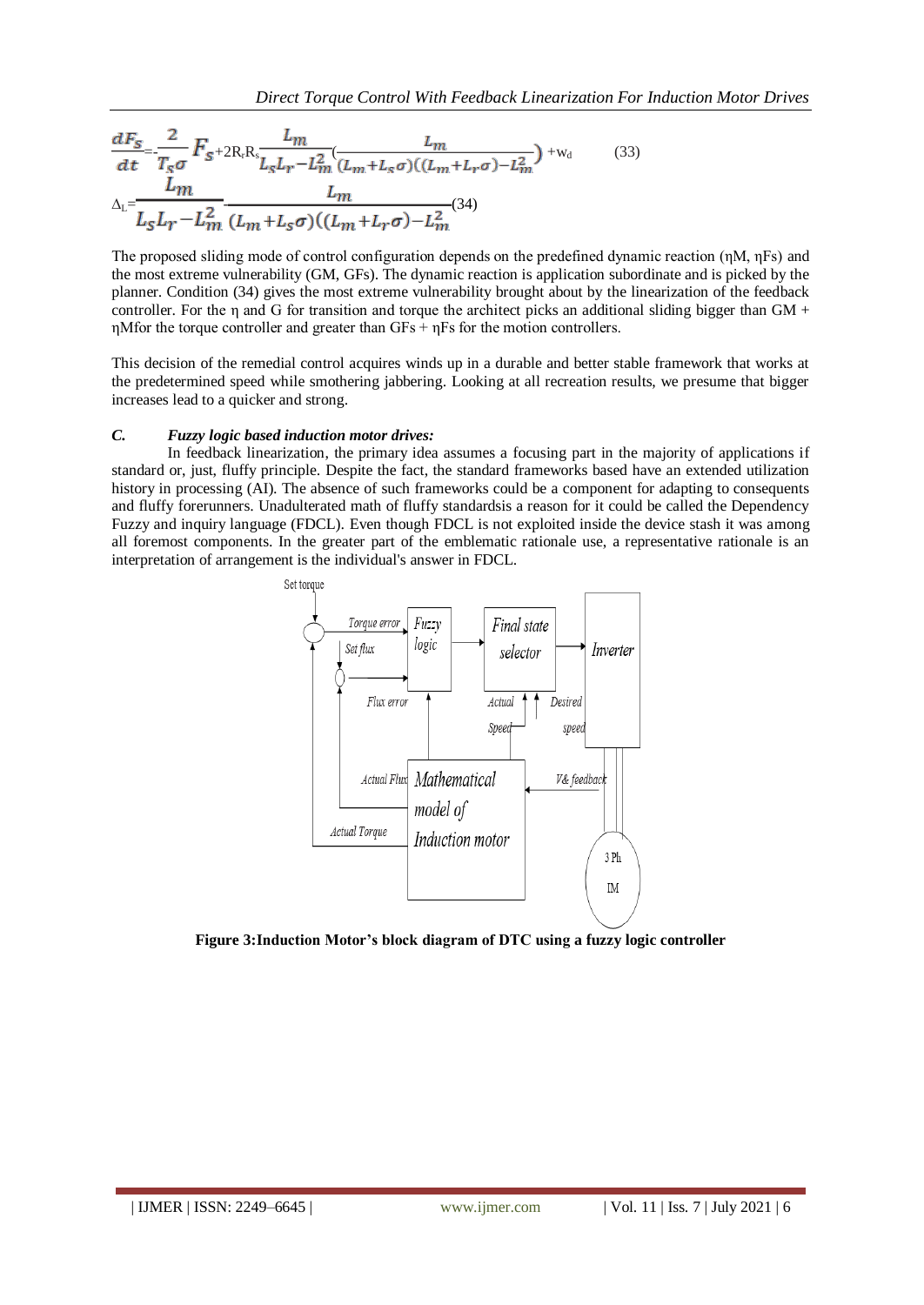$$\frac{dF_s}{dt} = -\frac{2}{T_s\sigma}F_s + 2R_rR_s\frac{L_m}{L_sL_r - L_m^2}\left(\frac{L_m}{(L_m+L_s\sigma)((L_m+L_r\sigma)-L_m^2}\right) + w_d \quad (33)$$

$$\Delta_L = \frac{L_m}{L_sL_r - L_m^2} \cdot \frac{L_m}{(L_m+L_s\sigma)((L_m+L_r\sigma)-L_m^2} \quad (34)$$

The proposed sliding mode of control configuration depends on the predefined dynamic reaction (ηM, ηFs) and the most extreme vulnerability (GM, GFs). The dynamic reaction is application subordinate and is picked by the planner. Condition (34) gives the most extreme vulnerability brought about by the linearization of the feedback controller. For the η and G for transition and torque the architect picks an additional sliding bigger than GM + ηMfor the torque controller and greater than GFs + ηFs for the motion controllers.

This decision of the remedial control acquires winds up in a durable and better stable framework that works at the predetermined speed while smothering jabbering. Looking at all recreation results, we presume that bigger increases lead to a quicker and strong.

### *C. Fuzzy logic based induction motor drives:*

In feedback linearization, the primary idea assumes a focusing part in the majority of applications if standard or, just, fluffy principle. Despite the fact, the standard frameworks based have an extended utilization history in processing (AI). The absence of such frameworks could be a component for adapting to consequents and fluffy forerunners. Unadulterated math of fluffy standardsis a reason for it could be called the Dependency Fuzzy and inquiry language (FDCL). Even though FDCL is not exploited inside the device stash it was among all foremost components. In the greater part of the emblematic rationale use, a representative rationale is an interpretation of arrangement is the individual's answer in FDCL.

**Figure 3:Induction Motor's block diagram of DTC using a fuzzy logic controller**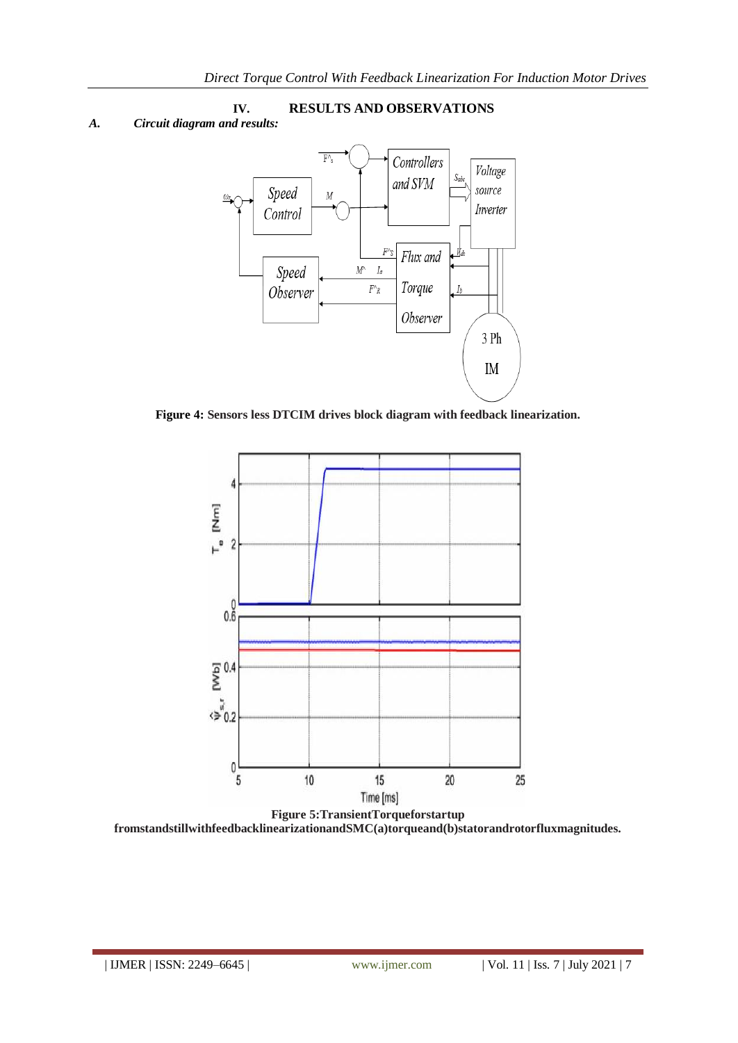## IV. RESULTS AND OBSERVATIONS

### *A. Circuit diagram and results:*

**Figure 4:** **Sensors less DTCIM drives block diagram with feedback linearization.**

**Figure 5:TransientTorqueforstartup fromstandstillwithfeedbacklinearizationandSMC(a)torqueand(b)statorandrotorfluxmagnitudes.**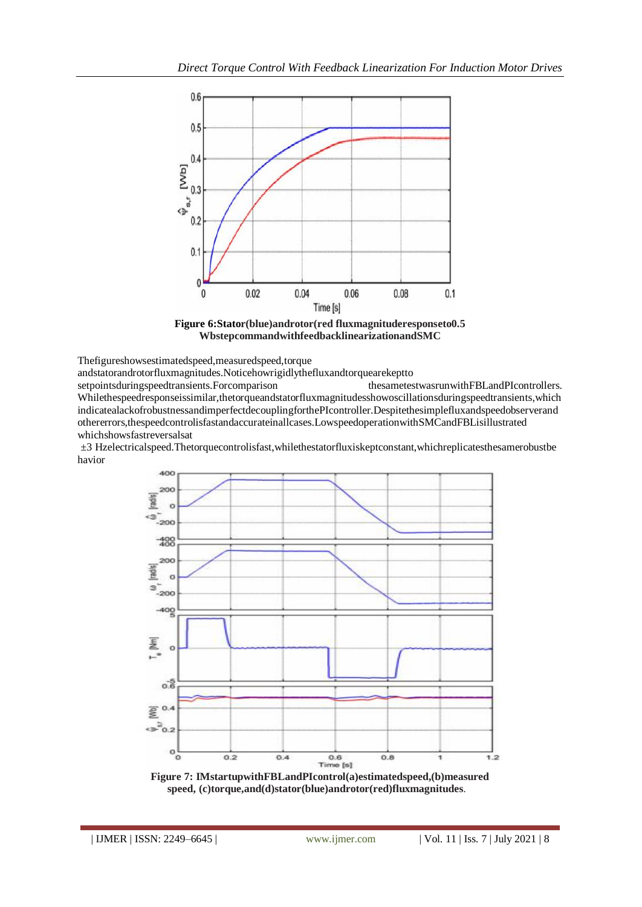**Figure 6:Stator(blue)androtor(red fluxmagnituderesponseto0.5 Wbstepcommandwithfeedbacklinearizationand SMC**

Thefigureshowsestimatedspeed,measuredspeed,torque andstatorandrotorfluxmagnitudes.Noticehowrigidlythefluxandtorquearekeptto setpointsduringspeedtransients.Forcomparison thesametestwasrunwithFBLandPIcontrollers. Whilethespeedresponseissimilar,thetorqueandstatorfluxmagnitudesshowoscillationsduringspeedtransients,which indicatealackofrobustnessandimperfectdecouplingforthePIcontroller.Despitethesimplefluxandspeedobserverand othererrors,thespeedcontrolisfastandaccurateinallcases.LowspeedoperationwithSMCandFBLisillustrated whichshowsfastreversalsat ±3 Hzelectricalspeed.Thetorquecontrolisfast,whilethestatorfluxiskeptconstant,whichreplicatesthesamerobustbe havior

**Figure 7: IMstartupwithFBLandPIcontrol(a)estimatedspeed,(b)measured speed, (c)torque,and(d)stator(blue)androtor(red)fluxmagnitudes**.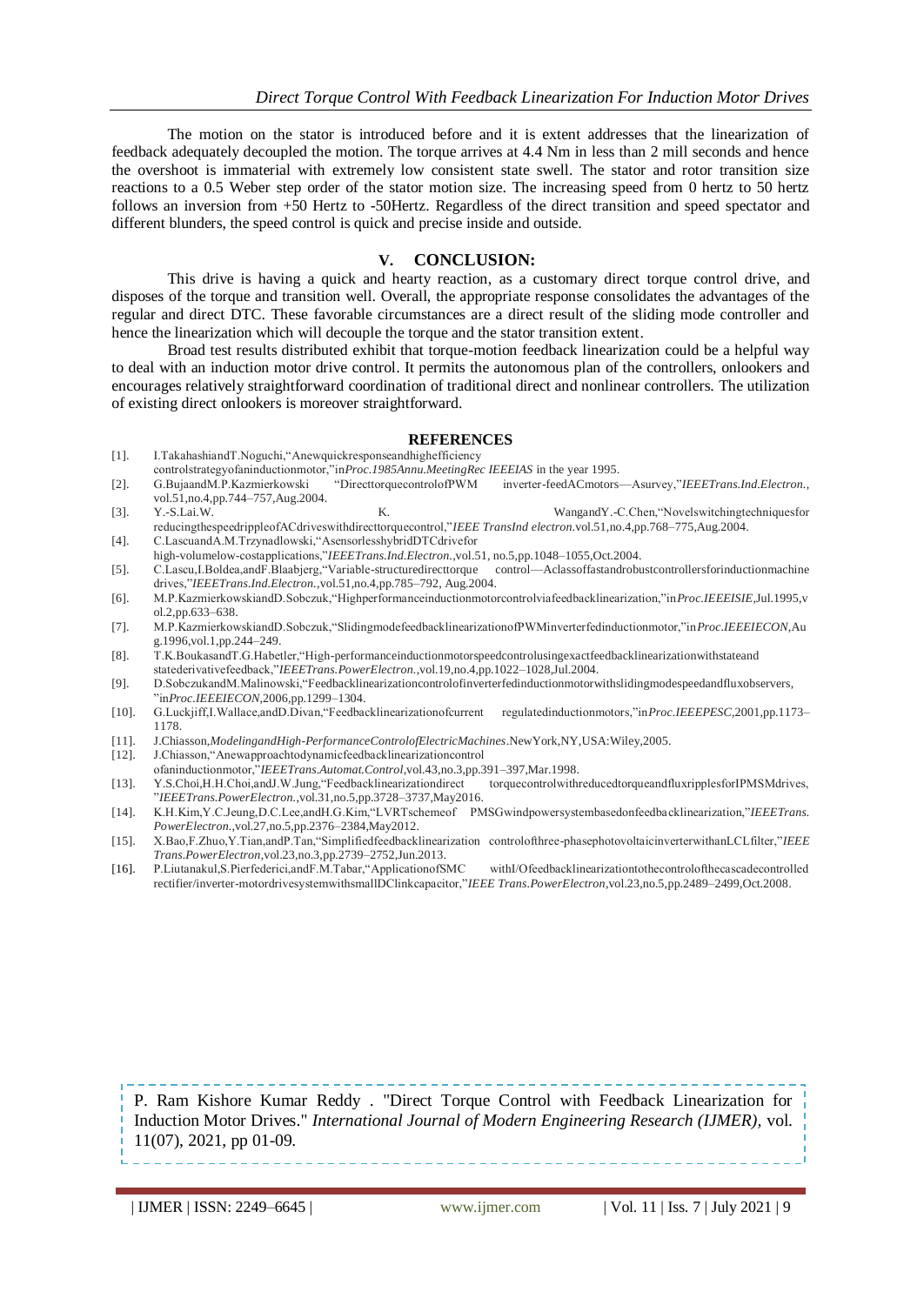The motion on the stator is introduced before and it is extent addresses that the linearization of feedback adequately decoupled the motion. The torque arrives at 4.4 Nm in less than 2 mill seconds and hence the overshoot is immaterial with extremely low consistent state swell. The stator and rotor transition size reactions to a 0.5 Weber step order of the stator motion size. The increasing speed from 0 hertz to 50 hertz follows an inversion from +50 Hertz to -50Hertz. Regardless of the direct transition and speed spectator and different blunders, the speed control is quick and precise inside and outside.

## V. CONCLUSION:

This drive is having a quick and hearty reaction, as a customary direct torque control drive, and disposes of the torque and transition well. Overall, the appropriate response consolidates the advantages of the regular and direct DTC. These favorable circumstances are a direct result of the sliding mode controller and hence the linearization which will decouple the torque and the stator transition extent.

Broad test results distributed exhibit that torque-motion feedback linearization could be a helpful way to deal with an induction motor drive control. It permits the autonomous plan of the controllers, onlookers and encourages relatively straightforward coordination of traditional direct and nonlinear controllers. The utilization of existing direct onlookers is moreover straightforward.

## REFERENCES

[1]. I.TakahashiandT.Noguchi,"Anewquickresponseandhighefficiency controlstrategyofaninductionmotor,"in*Proc.1985Annu.MeetingRec IEEEIAS* in the year 1995.

[2]. G.BujaandM.P.Kazmierkowski "DirecttorquecontrolofPWM inverter-feedACmotors—Asurvey,"*IEEETrans.Ind.Electron.*, vol.51,no.4,pp.744–757,Aug.2004.

[3]. Y.-S.Lai.W. K. WangandY.-C.Chen,"Novelswitchingtechniquesfor reducingthespeedrippleofACdriveswithdirecttorquecontrol,"*IEEE TransInd electron*.vol.51,no.4,pp.768–775,Aug.2004.

[4]. C.LascuandA.M.Trzynadlowski,"AsensorlesshybridDTCdrivefor high-volumelow-costapplications,"*IEEETrans.Ind.Electron.*,vol.51, no.5,pp.1048–1055,Oct.2004.

[5]. C.Lascu,I.Boldea,andF.Blaabjerg,"Variable-structuredirecttorque control—Aclassoffastandrobustcontrollersforinductionmachine drives,"*IEEETrans.Ind.Electron.*,vol.51,no.4,pp.785–792, Aug.2004.

[6]. M.P.KazmierkowskiandD.Sobczuk,"Highperformanceinductionmotorcontrolviafeedbacklinearization,"in*Proc.IEEEISIE*,Jul.1995,vol.2,pp.633–638.

[7]. M.P.KazmierkowskiandD.Sobczuk,"SlidingmodefeedbacklinearizationofPWMinverterfedinductionmotor,"in*Proc.IEEEIECON*,Aug.1996,vol.1,pp.244–249.

[8]. T.K.BoukasandT.G.Habetler,"High-performanceinductionmotorspeedcontrolusingexactfeedbacklinearizationwithstateand statederivativefeedback,"*IEEETrans.PowerElectron.*,vol.19,no.4,pp.1022–1028,Jul.2004.

[9]. D.SobczukandM.Malinowski,"Feedbacklinearizationcontrolofinverterfedinductionmotorwithslidingmodespeedandfluxobservers,"in*Proc.IEEEIECON*,2006,pp.1299–1304.

[10]. G.Luckjiff,I.Wallace,andD.Divan,"Feedbacklinearizationofcurrent regulatedinductionmotors,"in*Proc.IEEEPESC*,2001,pp.1173–1178.

[11]. J.Chiasson,*ModelingandHigh-PerformanceControlofElectricMachines*.NewYork,NY,USA:Wiley,2005.

[12]. J.Chiasson,"Anewapproachtodynamicfeedbacklinearizationcontrol ofaninductionmotor,"*IEEETrans.Automat.Control*,vol.43,no.3,pp.391–397,Mar.1998.

[13]. Y.S.Choi,H.H.Choi,andJ.W.Jung,"Feedbacklinearizationdirect torquecontrolwithreducedtorqueandfluxripplesforIPMSMdrives,"*IEEETrans.PowerElectron.*,vol.31,no.5,pp.3728–3737,May2016.

[14]. K.H.Kim,Y.C.Jeung,D.C.Lee,andH.G.Kim,"LVRTschemeof PMSGwindpowersystemsbasedonfeedbacklinearization,"*IEEETrans. PowerElectron.*,vol.27,no.5,pp.2376–2384,May2012.

[15]. X.Bao,F.Zhuo,Y.Tian,andP.Tan,"Simplifiedfeedbacklinearization controlofthree-phasephotovoltaicinverterwithanLCLfilter,"*IEEE Trans.PowerElectron*,vol.23,no.3,pp.2739–2752,Jun.2013.

[16]. P.Liutanakul,S.Pierfederici,andF.M.Tabar,"ApplicationofSMC withI/Ofeedbacklinearizationtothecontrolofthecascadecontrolled rectifier/inverter-motordrivesystemwithsmallDClinkcapacitor,"*IEEE Trans.PowerElectron*,vol.23,no.5,pp.2489–2499,Oct.2008.

P. Ram Kishore Kumar Reddy . "Direct Torque Control with Feedback Linearization for Induction Motor Drives." *International Journal of Modern Engineering Research (IJMER),* vol. 11(07), 2021, pp 01-09.